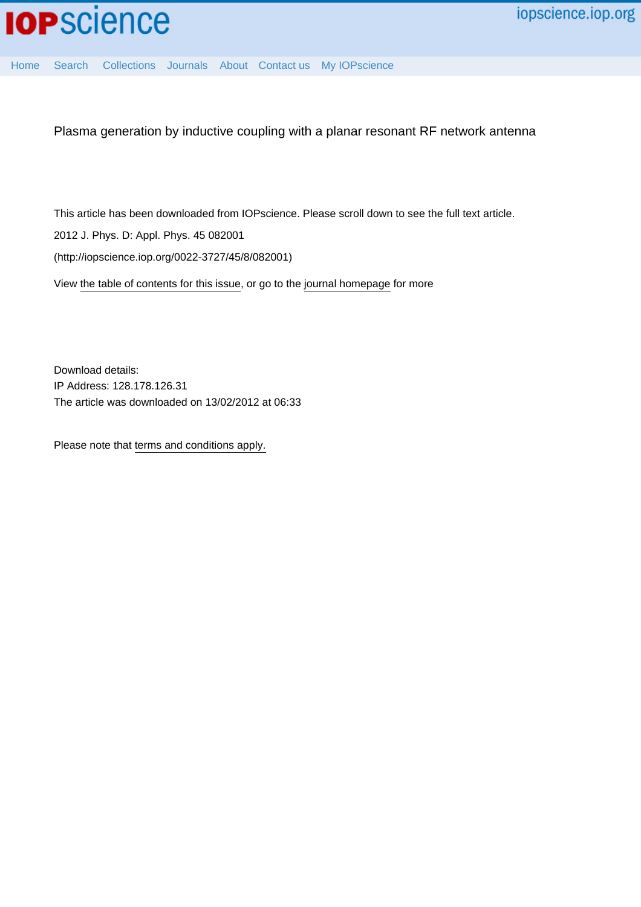# Plasma generation by inductive coupling with a planar resonant RF network antenna

This article has been downloaded from IOPscience. Please scroll down to see the full text article.

2012 J. Phys. D: Appl. Phys. 45 082001

(http://iopscience.iop.org/0022-3727/45/8/082001)

View the table of contents for this issue, or go to the journal homepage for more

Download details:

IP Address: 128.178.126.31

The article was downloaded on 13/02/2012 at 06:33

Please note that terms and conditions apply.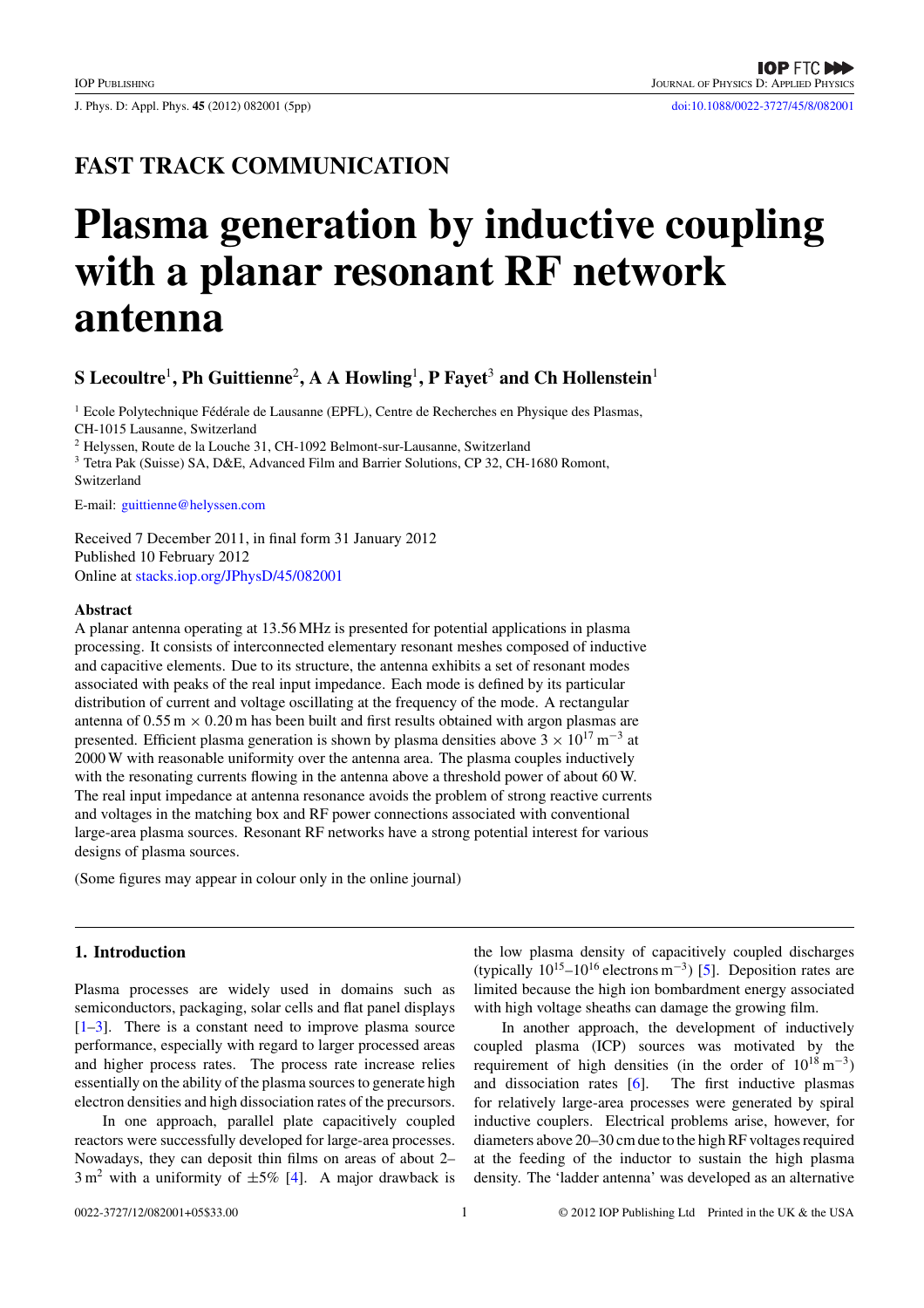# Plasma generation by inductive coupling with a planar resonant RF network antenna

## S Lecoultre[1], Ph Guittienne[2], A A Howling[1], P Fayet[3] and Ch Hollenstein[1]

[1] Ecole Polytechnique Fédérale de Lausanne (EPFL), Centre de Recherches en Physique des Plasmas, CH-1015 Lausanne, Switzerland

[2] Helyssen, Route de la Louche 31, CH-1092 Belmont-sur-Lausanne, Switzerland

[3] Tetra Pak (Suisse) SA, D&E, Advanced Film and Barrier Solutions, CP 32, CH-1680 Romont, Switzerland

E-mail: guittienne@helyssen.com

Received 7 December 2011, in final form 31 January 2012
Published 10 February 2012
Online at stacks.iop.org/JPhysD/45/082001

### Abstract

A planar antenna operating at 13.56 MHz is presented for potential applications in plasma processing. It consists of interconnected elementary resonant meshes composed of inductive and capacitive elements. Due to its structure, the antenna exhibits a set of resonant modes associated with peaks of the real input impedance. Each mode is defined by its particular distribution of current and voltage oscillating at the frequency of the mode. A rectangular antenna of 0.55 m × 0.20 m has been built and first results obtained with argon plasmas are presented. Efficient plasma generation is shown by plasma densities above $3 \times 10^{17}\,\mathrm{m}^{-3}$ at 2000 W with reasonable uniformity over the antenna area. The plasma couples inductively with the resonating currents flowing in the antenna above a threshold power of about 60 W. The real input impedance at antenna resonance avoids the problem of strong reactive currents and voltages in the matching box and RF power connections associated with conventional large-area plasma sources. Resonant RF networks have a strong potential interest for various designs of plasma sources.

(Some figures may appear in colour only in the online journal)

## 1. Introduction

Plasma processes are widely used in domains such as semiconductors, packaging, solar cells and flat panel displays [1–3]. There is a constant need to improve plasma source performance, especially with regard to larger processed areas and higher process rates. The process rate increase relies essentially on the ability of the plasma sources to generate high electron densities and high dissociation rates of the precursors.

In one approach, parallel plate capacitively coupled reactors were successfully developed for large-area processes. Nowadays, they can deposit thin films on areas of about 2–3 m$^2$ with a uniformity of ±5% [4]. A major drawback is the low plasma density of capacitively coupled discharges (typically $10^{15}$–$10^{16}$ electrons m$^{-3}$) [5]. Deposition rates are limited because the high ion bombardment energy associated with high voltage sheaths can damage the growing film.

In another approach, the development of inductively coupled plasma (ICP) sources was motivated by the requirement of high densities (in the order of $10^{18}\,\mathrm{m}^{-3}$) and dissociation rates [6]. The first inductive plasmas for relatively large-area processes were generated by spiral inductive couplers. Electrical problems arise, however, for diameters above 20–30 cm due to the high RF voltages required at the feeding of the inductor to sustain the high plasma density. The 'ladder antenna' was developed as an alternative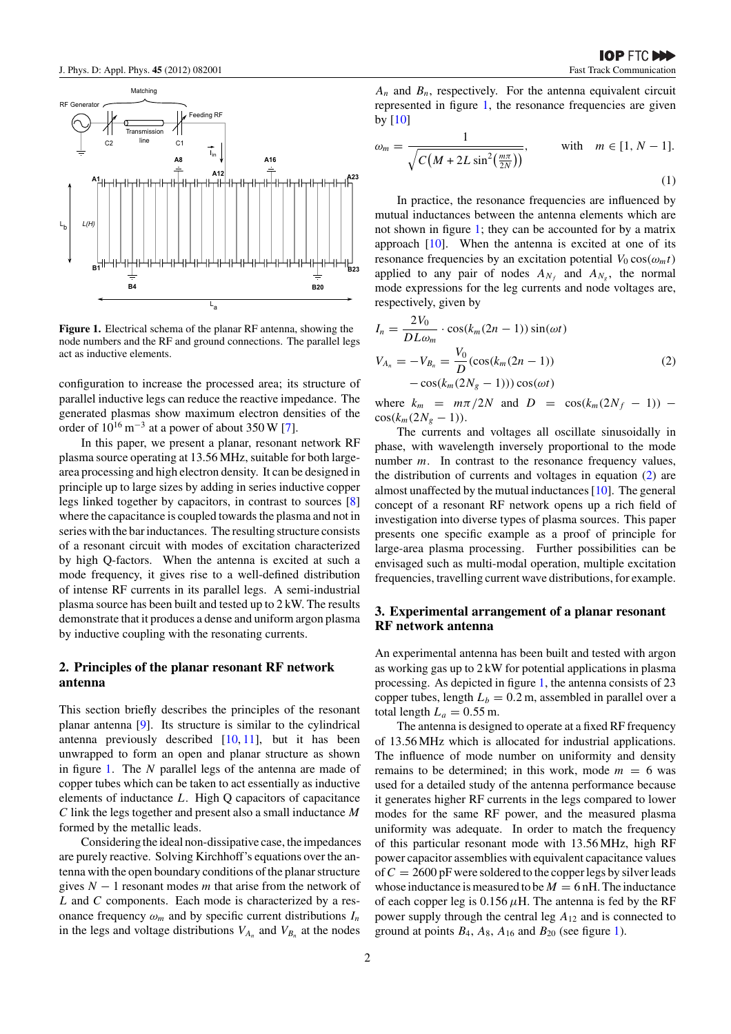Figure 1. Electrical schema of the planar RF antenna, showing the node numbers and the RF and ground connections. The parallel legs act as inductive elements.

configuration to increase the processed area; its structure of parallel inductive legs can reduce the reactive impedance. The generated plasmas show maximum electron densities of the order of $10^{16}$ m$^{-3}$ at a power of about 350 W [7].

In this paper, we present a planar, resonant network RF plasma source operating at 13.56 MHz, suitable for both large-area processing and high electron density. It can be designed in principle up to large sizes by adding in series inductive copper legs linked together by capacitors, in contrast to sources [8] where the capacitance is coupled towards the plasma and not in series with the bar inductances. The resulting structure consists of a resonant circuit with modes of excitation characterized by high Q-factors. When the antenna is excited at such a mode frequency, it gives rise to a well-defined distribution of intense RF currents in its parallel legs. A semi-industrial plasma source has been built and tested up to 2 kW. The results demonstrate that it produces a dense and uniform argon plasma by inductive coupling with the resonating currents.

## 2. Principles of the planar resonant RF network antenna

This section briefly describes the principles of the resonant planar antenna [9]. Its structure is similar to the cylindrical antenna previously described [10, 11], but it has been unwrapped to form an open and planar structure as shown in figure 1. The $N$ parallel legs of the antenna are made of copper tubes which can be taken to act essentially as inductive elements of inductance $L$. High Q capacitors of capacitance $C$ link the legs together and present also a small inductance $M$ formed by the metallic leads.

Considering the ideal non-dissipative case, the impedances are purely reactive. Solving Kirchhoff's equations over the antenna with the open boundary conditions of the planar structure gives $N-1$ resonant modes $m$ that arise from the network of $L$ and $C$ components. Each mode is characterized by a resonance frequency $\omega_m$ and by specific current distributions $I_n$ in the legs and voltage distributions $V_{A_n}$ and $V_{B_n}$ at the nodes $A_n$ and $B_n$, respectively. For the antenna equivalent circuit represented in figure 1, the resonance frequencies are given by [10]

$$\omega_m = \frac{1}{\sqrt{C\left(M + 2L\sin^2\left(\frac{m\pi}{2N}\right)\right)}}, \qquad \text{with} \quad m \in [1, N-1]. \tag{1}$$

In practice, the resonance frequencies are influenced by mutual inductances between the antenna elements which are not shown in figure 1; they can be accounted for by a matrix approach [10]. When the antenna is excited at one of its resonance frequencies by an excitation potential $V_0\cos(\omega_m t)$ applied to any pair of nodes $A_{N_f}$ and $A_{N_g}$, the normal mode expressions for the leg currents and node voltages are, respectively, given by

$$I_n = \frac{2V_0}{DL\omega_m}\cdot\cos(k_m(2n-1))\sin(\omega t)$$
$$V_{A_n} = -V_{B_n} = \frac{V_0}{D}(\cos(k_m(2n-1)) - \cos(k_m(2N_g-1)))\cos(\omega t) \tag{2}$$

where $k_m = m\pi/2N$ and $D = \cos(k_m(2N_f-1)) - \cos(k_m(2N_g-1))$.

The currents and voltages all oscillate sinusoidally in phase, with wavelength inversely proportional to the mode number $m$. In contrast to the resonance frequency values, the distribution of currents and voltages in equation (2) are almost unaffected by the mutual inductances [10]. The general concept of a resonant RF network opens up a rich field of investigation into diverse types of plasma sources. This paper presents one specific example as a proof of principle for large-area plasma processing. Further possibilities can be envisaged such as multi-modal operation, multiple excitation frequencies, travelling current wave distributions, for example.

## 3. Experimental arrangement of a planar resonant RF network antenna

An experimental antenna has been built and tested with argon as working gas up to 2 kW for potential applications in plasma processing. As depicted in figure 1, the antenna consists of 23 copper tubes, length $L_b = 0.2$ m, assembled in parallel over a total length $L_a = 0.55$ m.

The antenna is designed to operate at a fixed RF frequency of 13.56 MHz which is allocated for industrial applications. The influence of mode number on uniformity and density remains to be determined; in this work, mode $m = 6$ was used for a detailed study of the antenna performance because it generates higher RF currents in the legs compared to lower modes for the same RF power, and the measured plasma uniformity was adequate. In order to match the frequency of this particular resonant mode with 13.56 MHz, high RF power capacitor assemblies with equivalent capacitance values of $C = 2600$ pF were soldered to the copper legs by silver leads whose inductance is measured to be $M = 6$ nH. The inductance of each copper leg is 0.156 $\mu$H. The antenna is fed by the RF power supply through the central leg $A_{12}$ and is connected to ground at points $B_4$, $A_8$, $A_{16}$ and $B_{20}$ (see figure 1).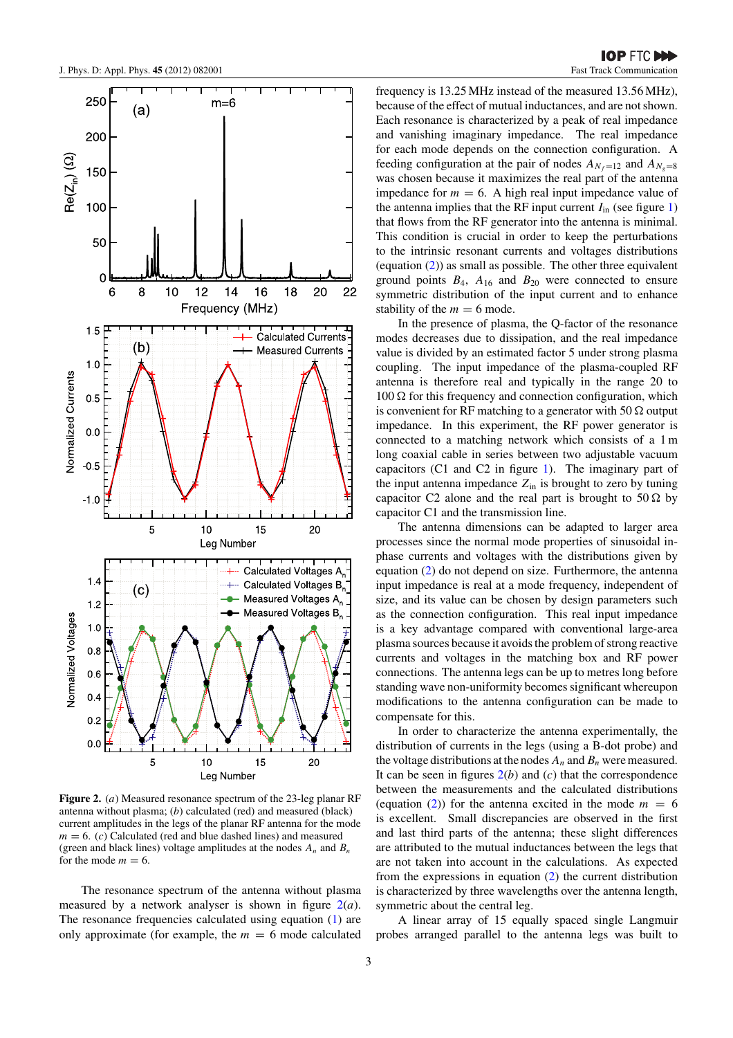**Figure 2.** (*a*) Measured resonance spectrum of the 23-leg planar RF antenna without plasma; (*b*) calculated (red) and measured (black) current amplitudes in the legs of the planar RF antenna for the mode $m = 6$. (*c*) Calculated (red and blue dashed lines) and measured (green and black lines) voltage amplitudes at the nodes $A_n$ and $B_n$ for the mode $m = 6$.

The resonance spectrum of the antenna without plasma measured by a network analyser is shown in figure 2(*a*). The resonance frequencies calculated using equation (1) are only approximate (for example, the $m = 6$ mode calculated frequency is 13.25 MHz instead of the measured 13.56 MHz), because of the effect of mutual inductances, and are not shown. Each resonance is characterized by a peak of real impedance and vanishing imaginary impedance. The real impedance for each mode depends on the connection configuration. A feeding configuration at the pair of nodes $A_{N_f=12}$ and $A_{N_g=8}$ was chosen because it maximizes the real part of the antenna impedance for $m = 6$. A high real input impedance value of the antenna implies that the RF input current $I_{\text{in}}$ (see figure 1) that flows from the RF generator into the antenna is minimal. This condition is crucial in order to keep the perturbations to the intrinsic resonant currents and voltages distributions (equation (2)) as small as possible. The other three equivalent ground points $B_4$, $A_{16}$ and $B_{20}$ were connected to ensure symmetric distribution of the input current and to enhance stability of the $m = 6$ mode.

In the presence of plasma, the Q-factor of the resonance modes decreases due to dissipation, and the real impedance value is divided by an estimated factor 5 under strong plasma coupling. The input impedance of the plasma-coupled RF antenna is therefore real and typically in the range 20 to 100 Ω for this frequency and connection configuration, which is convenient for RF matching to a generator with 50 Ω output impedance. In this experiment, the RF power generator is connected to a matching network which consists of a 1 m long coaxial cable in series between two adjustable vacuum capacitors (C1 and C2 in figure 1). The imaginary part of the input antenna impedance $Z_{\text{in}}$ is brought to zero by tuning capacitor C2 alone and the real part is brought to 50 Ω by capacitor C1 and the transmission line.

The antenna dimensions can be adapted to larger area processes since the normal mode properties of sinusoidal in-phase currents and voltages with the distributions given by equation (2) do not depend on size. Furthermore, the antenna input impedance is real at a mode frequency, independent of size, and its value can be chosen by design parameters such as the connection configuration. This real input impedance is a key advantage compared with conventional large-area plasma sources because it avoids the problem of strong reactive currents and voltages in the matching box and RF power connections. The antenna legs can be up to metres long before standing wave non-uniformity becomes significant whereupon modifications to the antenna configuration can be made to compensate for this.

In order to characterize the antenna experimentally, the distribution of currents in the legs (using a B-dot probe) and the voltage distributions at the nodes $A_n$ and $B_n$ were measured. It can be seen in figures 2(*b*) and (*c*) that the correspondence between the measurements and the calculated distributions (equation (2)) for the antenna excited in the mode $m = 6$ is excellent. Small discrepancies are observed in the first and last third parts of the antenna; these slight differences are attributed to the mutual inductances between the legs that are not taken into account in the calculations. As expected from the expressions in equation (2) the current distribution is characterized by three wavelengths over the antenna length, symmetric about the central leg.

A linear array of 15 equally spaced single Langmuir probes arranged parallel to the antenna legs was built to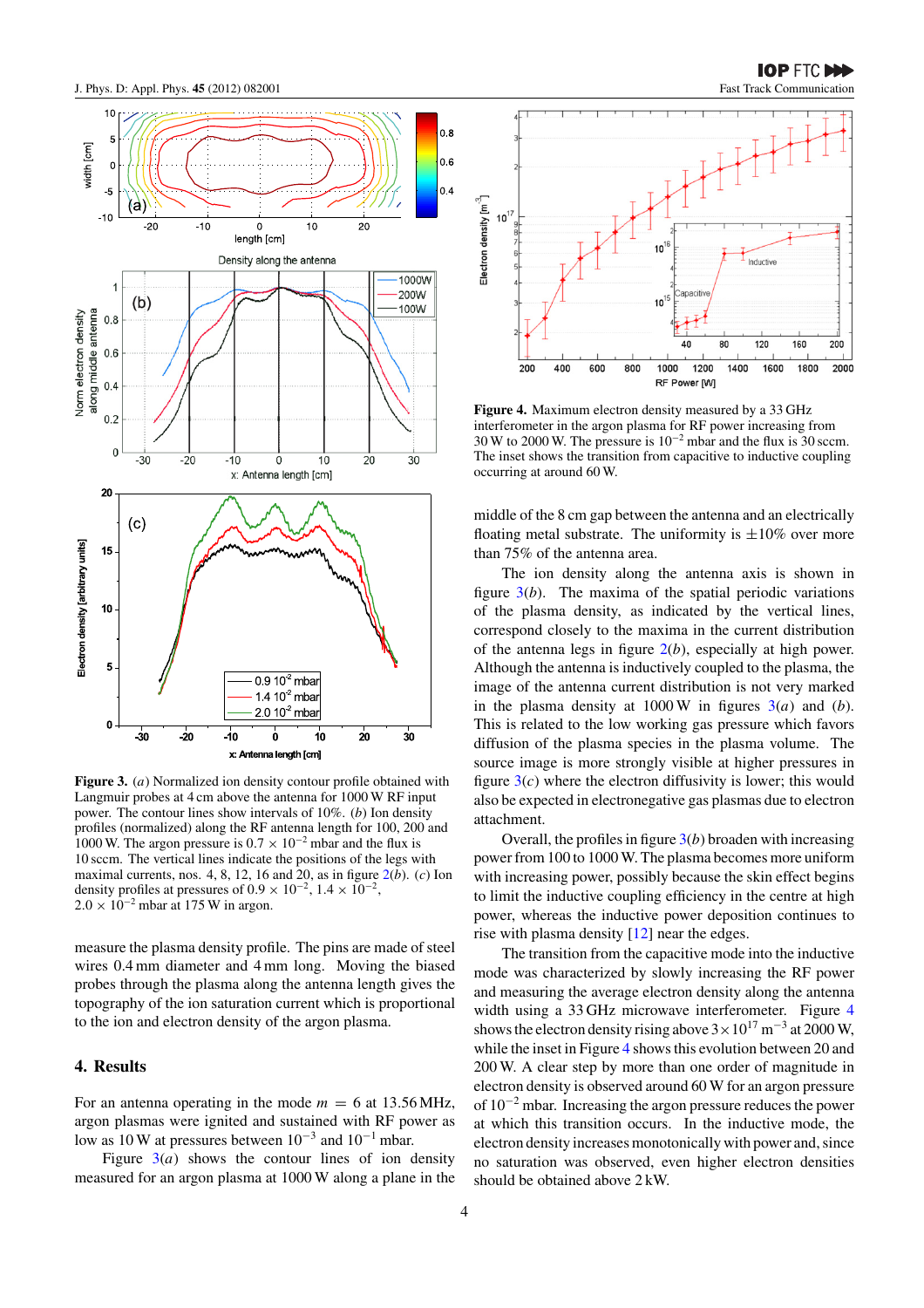**Figure 3.** (*a*) Normalized ion density contour profile obtained with Langmuir probes at 4 cm above the antenna for 1000 W RF input power. The contour lines show intervals of 10%. (*b*) Ion density profiles (normalized) along the RF antenna length for 100, 200 and 1000 W. The argon pressure is $0.7 \times 10^{-2}$ mbar and the flux is 10 sccm. The vertical lines indicate the positions of the legs with maximal currents, nos. 4, 8, 12, 16 and 20, as in figure 2(*b*). (*c*) Ion density profiles at pressures of $0.9 \times 10^{-2}$, $1.4 \times 10^{-2}$, $2.0 \times 10^{-2}$ mbar at 175 W in argon.

measure the plasma density profile. The pins are made of steel wires 0.4 mm diameter and 4 mm long. Moving the biased probes through the plasma along the antenna length gives the topography of the ion saturation current which is proportional to the ion and electron density of the argon plasma.

## 4. Results

For an antenna operating in the mode $m = 6$ at 13.56 MHz, argon plasmas were ignited and sustained with RF power as low as 10 W at pressures between $10^{-3}$ and $10^{-1}$ mbar.

Figure 3(*a*) shows the contour lines of ion density measured for an argon plasma at 1000 W along a plane in the middle of the 8 cm gap between the antenna and an electrically floating metal substrate. The uniformity is ±10% over more than 75% of the antenna area.

The ion density along the antenna axis is shown in figure 3(*b*). The maxima of the spatial periodic variations of the plasma density, as indicated by the vertical lines, correspond closely to the maxima in the current distribution of the antenna legs in figure 2(*b*), especially at high power. Although the antenna is inductively coupled to the plasma, the image of the antenna current distribution is not very marked in the plasma density at 1000 W in figures 3(*a*) and (*b*). This is related to the low working gas pressure which favors diffusion of the plasma species in the plasma volume. The source image is more strongly visible at higher pressures in figure 3(*c*) where the electron diffusivity is lower; this would also be expected in electronegative gas plasmas due to electron attachment.

Overall, the profiles in figure 3(*b*) broaden with increasing power from 100 to 1000 W. The plasma becomes more uniform with increasing power, possibly because the skin effect begins to limit the inductive coupling efficiency in the centre at high power, whereas the inductive power deposition continues to rise with plasma density [12] near the edges.

The transition from the capacitive mode into the inductive mode was characterized by slowly increasing the RF power and measuring the average electron density along the antenna width using a 33 GHz microwave interferometer. Figure 4 shows the electron density rising above $3 \times 10^{17}$ m$^{-3}$ at 2000 W, while the inset in Figure 4 shows this evolution between 20 and 200 W. A clear step by more than one order of magnitude in electron density is observed around 60 W for an argon pressure of $10^{-2}$ mbar. Increasing the argon pressure reduces the power at which this transition occurs. In the inductive mode, the electron density increases monotonically with power and, since no saturation was observed, even higher electron densities should be obtained above 2 kW.

**Figure 4.** Maximum electron density measured by a 33 GHz interferometer in the argon plasma for RF power increasing from 30 W to 2000 W. The pressure is $10^{-2}$ mbar and the flux is 30 sccm. The inset shows the transition from capacitive to inductive coupling occurring at around 60 W.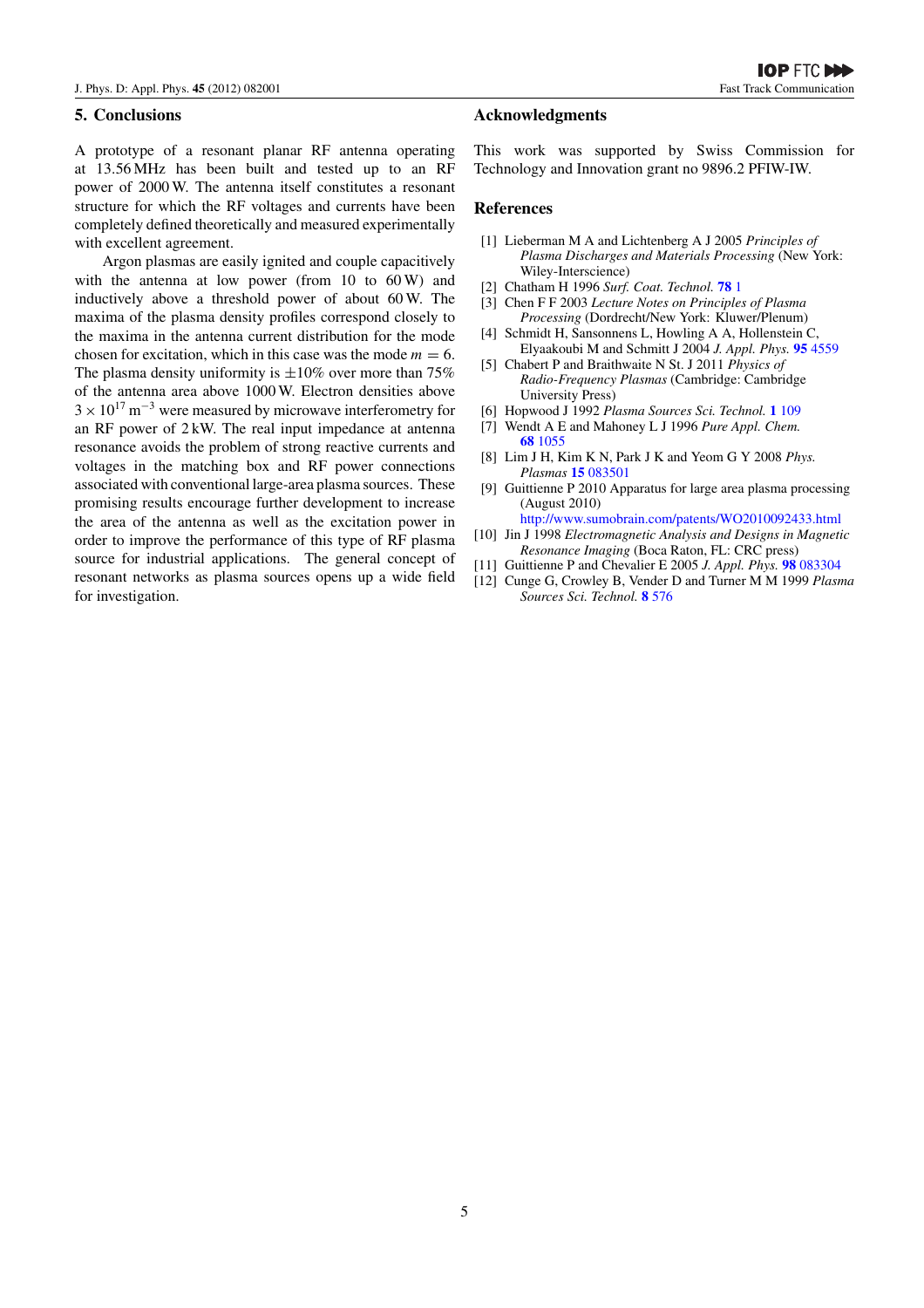## 5. Conclusions

A prototype of a resonant planar RF antenna operating at 13.56 MHz has been built and tested up to an RF power of 2000 W. The antenna itself constitutes a resonant structure for which the RF voltages and currents have been completely defined theoretically and measured experimentally with excellent agreement.

Argon plasmas are easily ignited and couple capacitively with the antenna at low power (from 10 to 60 W) and inductively above a threshold power of about 60 W. The maxima of the plasma density profiles correspond closely to the maxima in the antenna current distribution for the mode chosen for excitation, which in this case was the mode $m = 6$. The plasma density uniformity is $\pm 10\%$ over more than 75% of the antenna area above 1000 W. Electron densities above $3 \times 10^{17}$ m$^{-3}$ were measured by microwave interferometry for an RF power of 2 kW. The real input impedance at antenna resonance avoids the problem of strong reactive currents and voltages in the matching box and RF power connections associated with conventional large-area plasma sources. These promising results encourage further development to increase the area of the antenna as well as the excitation power in order to improve the performance of this type of RF plasma source for industrial applications. The general concept of resonant networks as plasma sources opens up a wide field for investigation.

## Acknowledgments

This work was supported by Swiss Commission for Technology and Innovation grant no 9896.2 PFIW-IW.

## References

[1] Lieberman M A and Lichtenberg A J 2005 *Principles of Plasma Discharges and Materials Processing* (New York: Wiley-Interscience)

[2] Chatham H 1996 *Surf. Coat. Technol.* **78** 1

[3] Chen F F 2003 *Lecture Notes on Principles of Plasma Processing* (Dordrecht/New York: Kluwer/Plenum)

[4] Schmidt H, Sansonnens L, Howling A A, Hollenstein C, Elyaakoubi M and Schmitt J 2004 *J. Appl. Phys.* **95** 4559

[5] Chabert P and Braithwaite N St. J 2011 *Physics of Radio-Frequency Plasmas* (Cambridge: Cambridge University Press)

[6] Hopwood J 1992 *Plasma Sources Sci. Technol.* **1** 109

[7] Wendt A E and Mahoney L J 1996 *Pure Appl. Chem.* **68** 1055

[8] Lim J H, Kim K N, Park J K and Yeom G Y 2008 *Phys. Plasmas* **15** 083501

[9] Guittienne P 2010 Apparatus for large area plasma processing (August 2010) http://www.sumobrain.com/patents/WO2010092433.html

[10] Jin J 1998 *Electromagnetic Analysis and Designs in Magnetic Resonance Imaging* (Boca Raton, FL: CRC press)

[11] Guittienne P and Chevalier E 2005 *J. Appl. Phys.* **98** 083304

[12] Cunge G, Crowley B, Vender D and Turner M M 1999 *Plasma Sources Sci. Technol.* **8** 576